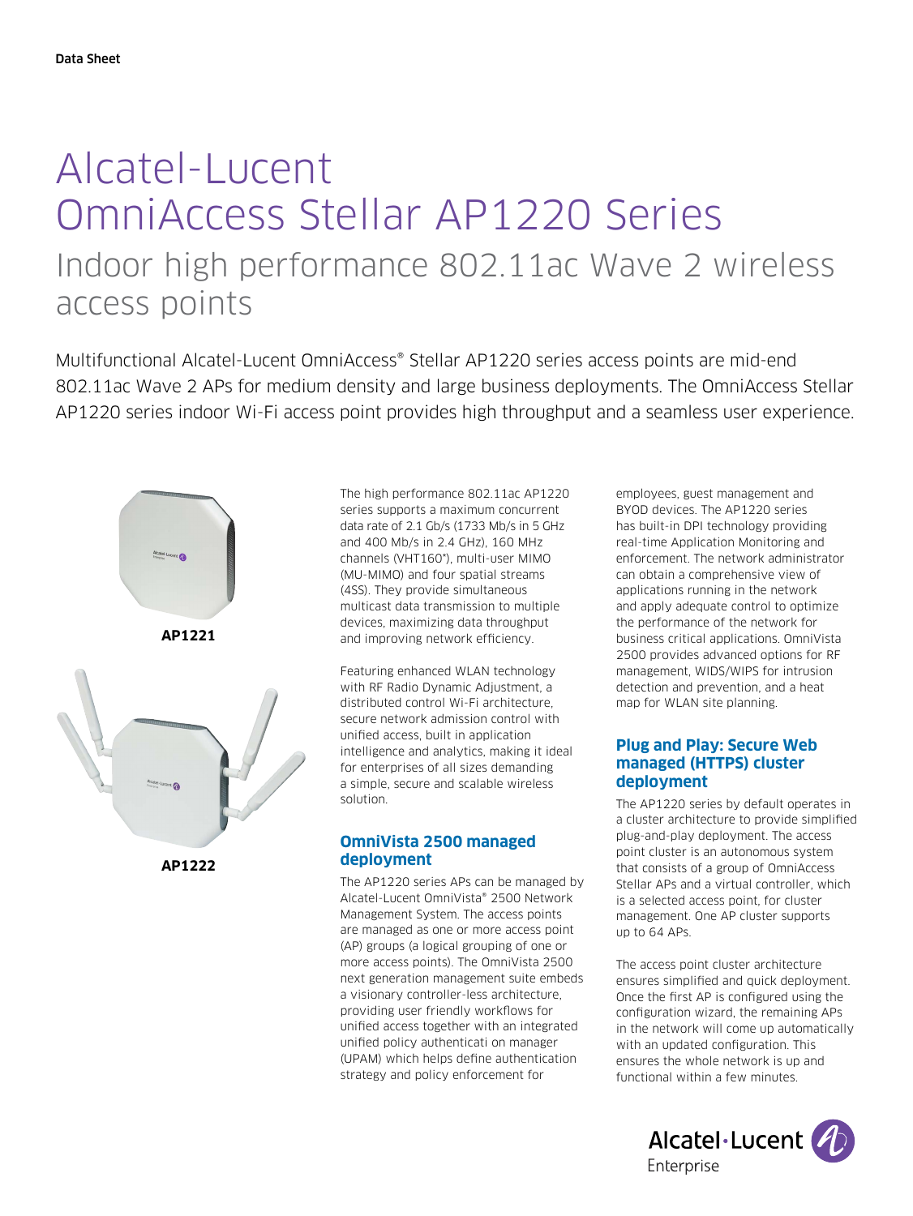Data Sheet

# Alcatel-Lucent OmniAccess Stellar AP1220 Series

## Indoor high performance 802.11ac Wave 2 wireless access points

Multifunctional Alcatel-Lucent OmniAccess® Stellar AP1220 series access points are mid-end 802.11ac Wave 2 APs for medium density and large business deployments. The OmniAccess Stellar AP1220 series indoor Wi-Fi access point provides high throughput and a seamless user experience.

**AP1221**

**AP1222**

The high performance 802.11ac AP1220 series supports a maximum concurrent data rate of 2.1 Gb/s (1733 Mb/s in 5 GHz and 400 Mb/s in 2.4 GHz), 160 MHz channels (VHT160*), multi-user MIMO (MU-MIMO) and four spatial streams (4SS). They provide simultaneous multicast data transmission to multiple devices, maximizing data throughput and improving network efficiency.

Featuring enhanced WLAN technology with RF Radio Dynamic Adjustment, a distributed control Wi-Fi architecture, secure network admission control with unified access, built in application intelligence and analytics, making it ideal for enterprises of all sizes demanding a simple, secure and scalable wireless solution.

### OmniVista 2500 managed deployment

The AP1220 series APs can be managed by Alcatel-Lucent OmniVista® 2500 Network Management System. The access points are managed as one or more access point (AP) groups (a logical grouping of one or more access points). The OmniVista 2500 next generation management suite embeds a visionary controller-less architecture, providing user friendly workflows for unified access together with an integrated unified policy authenticati on manager (UPAM) which helps define authentication strategy and policy enforcement for employees, guest management and BYOD devices. The AP1220 series has built-in DPI technology providing real-time Application Monitoring and enforcement. The network administrator can obtain a comprehensive view of applications running in the network and apply adequate control to optimize the performance of the network for business critical applications. OmniVista 2500 provides advanced options for RF management, WIDS/WIPS for intrusion detection and prevention, and a heat map for WLAN site planning.

### Plug and Play: Secure Web managed (HTTPS) cluster deployment

The AP1220 series by default operates in a cluster architecture to provide simplified plug-and-play deployment. The access point cluster is an autonomous system that consists of a group of OmniAccess Stellar APs and a virtual controller, which is a selected access point, for cluster management. One AP cluster supports up to 64 APs.

The access point cluster architecture ensures simplified and quick deployment. Once the first AP is configured using the configuration wizard, the remaining APs in the network will come up automatically with an updated configuration. This ensures the whole network is up and functional within a few minutes.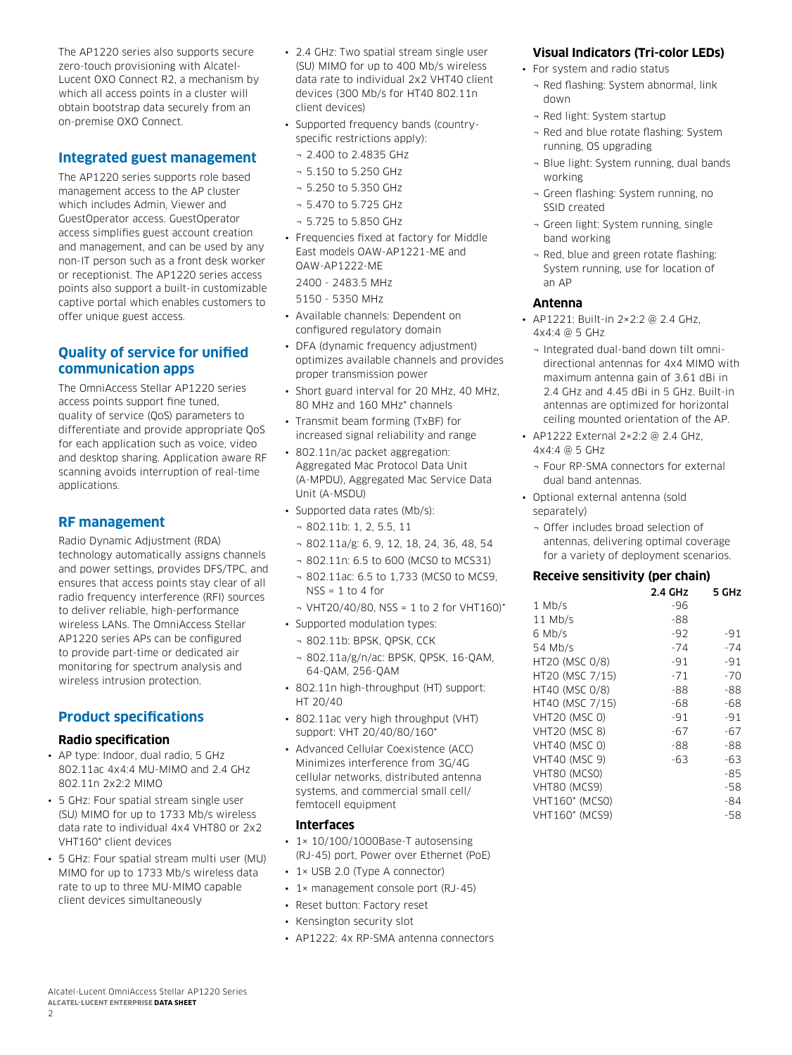The AP1220 series also supports secure zero-touch provisioning with Alcatel-Lucent OXO Connect R2, a mechanism by which all access points in a cluster will obtain bootstrap data securely from an on-premise OXO Connect.

## Integrated guest management

The AP1220 series supports role based management access to the AP cluster which includes Admin, Viewer and GuestOperator access. GuestOperator access simplifies guest account creation and management, and can be used by any non-IT person such as a front desk worker or receptionist. The AP1220 series access points also support a built-in customizable captive portal which enables customers to offer unique guest access.

## Quality of service for unified communication apps

The OmniAccess Stellar AP1220 series access points support fine tuned, quality of service (QoS) parameters to differentiate and provide appropriate QoS for each application such as voice, video and desktop sharing. Application aware RF scanning avoids interruption of real-time applications.

## RF management

Radio Dynamic Adjustment (RDA) technology automatically assigns channels and power settings, provides DFS/TPC, and ensures that access points stay clear of all radio frequency interference (RFI) sources to deliver reliable, high-performance wireless LANs. The OmniAccess Stellar AP1220 series APs can be configured to provide part-time or dedicated air monitoring for spectrum analysis and wireless intrusion protection.

## Product specifications

### Radio specification

- AP type: Indoor, dual radio, 5 GHz 802.11ac 4x4:4 MU-MIMO and 2.4 GHz 802.11n 2x2:2 MIMO
- 5 GHz: Four spatial stream single user (SU) MIMO for up to 1733 Mb/s wireless data rate to individual 4x4 VHT80 or 2x2 VHT160* client devices
- 5 GHz: Four spatial stream multi user (MU) MIMO for up to 1733 Mb/s wireless data rate to up to three MU-MIMO capable client devices simultaneously
- 2.4 GHz: Two spatial stream single user (SU) MIMO for up to 400 Mb/s wireless data rate to individual 2x2 VHT40 client devices (300 Mb/s for HT40 802.11n client devices)
- Supported frequency bands (country-specific restrictions apply):
  - 2.400 to 2.4835 GHz
  - 5.150 to 5.250 GHz
  - 5.250 to 5.350 GHz
  - 5.470 to 5.725 GHz
  - 5.725 to 5.850 GHz
- Frequencies fixed at factory for Middle East models OAW-AP1221-ME and OAW-AP1222-ME
  2400 - 2483.5 MHz
  5150 - 5350 MHz
- Available channels: Dependent on configured regulatory domain
- DFA (dynamic frequency adjustment) optimizes available channels and provides proper transmission power
- Short guard interval for 20 MHz, 40 MHz, 80 MHz and 160 MHz* channels
- Transmit beam forming (TxBF) for increased signal reliability and range
- 802.11n/ac packet aggregation: Aggregated Mac Protocol Data Unit (A-MPDU), Aggregated Mac Service Data Unit (A-MSDU)
- Supported data rates (Mb/s):
  - 802.11b: 1, 2, 5.5, 11
  - 802.11a/g: 6, 9, 12, 18, 24, 36, 48, 54
  - 802.11n: 6.5 to 600 (MCS0 to MCS31)
  - 802.11ac: 6.5 to 1,733 (MCS0 to MCS9, NSS = 1 to 4 for
  - VHT20/40/80, NSS = 1 to 2 for VHT160)*
- Supported modulation types:
  - 802.11b: BPSK, QPSK, CCK
  - 802.11a/g/n/ac: BPSK, QPSK, 16-QAM, 64-QAM, 256-QAM
- 802.11n high-throughput (HT) support: HT 20/40
- 802.11ac very high throughput (VHT) support: VHT 20/40/80/160*
- Advanced Cellular Coexistence (ACC) Minimizes interference from 3G/4G cellular networks, distributed antenna systems, and commercial small cell/ femtocell equipment

### Interfaces

- 1× 10/100/1000Base-T autosensing (RJ-45) port, Power over Ethernet (PoE)
- 1× USB 2.0 (Type A connector)
- 1× management console port (RJ-45)
- Reset button: Factory reset
- Kensington security slot
- AP1222: 4x RP-SMA antenna connectors

### Visual Indicators (Tri-color LEDs)

- For system and radio status
  - Red flashing: System abnormal, link down
  - Red light: System startup
  - Red and blue rotate flashing: System running, OS upgrading
  - Blue light: System running, dual bands working
  - Green flashing: System running, no SSID created
  - Green light: System running, single band working
  - Red, blue and green rotate flashing: System running, use for location of an AP

### Antenna

- AP1221: Built-in 2×2:2 @ 2.4 GHz, 4x4:4 @ 5 GHz
  - Integrated dual-band down tilt omni-directional antennas for 4x4 MIMO with maximum antenna gain of 3.61 dBi in 2.4 GHz and 4.45 dBi in 5 GHz. Built-in antennas are optimized for horizontal ceiling mounted orientation of the AP.
- AP1222 External 2×2:2 @ 2.4 GHz, 4x4:4 @ 5 GHz
  - Four RP-SMA connectors for external dual band antennas.
- Optional external antenna (sold separately)
  - Offer includes broad selection of antennas, delivering optimal coverage for a variety of deployment scenarios.

### Receive sensitivity (per chain)

| | 2.4 GHz | 5 GHz |
|---|---|---|
| 1 Mb/s | -96 | |
| 11 Mb/s | -88 | |
| 6 Mb/s | -92 | -91 |
| 54 Mb/s | -74 | -74 |
| HT20 (MSC 0/8) | -91 | -91 |
| HT20 (MSC 7/15) | -71 | -70 |
| HT40 (MSC 0/8) | -88 | -88 |
| HT40 (MSC 7/15) | -68 | -68 |
| VHT20 (MSC 0) | -91 | -91 |
| VHT20 (MSC 8) | -67 | -67 |
| VHT40 (MSC 0) | -88 | -88 |
| VHT40 (MSC 9) | -63 | -63 |
| VHT80 (MCS0) | | -85 |
| VHT80 (MCS9) | | -58 |
| VHT160* (MCS0) | | -84 |
| VHT160* (MCS9) | | -58 |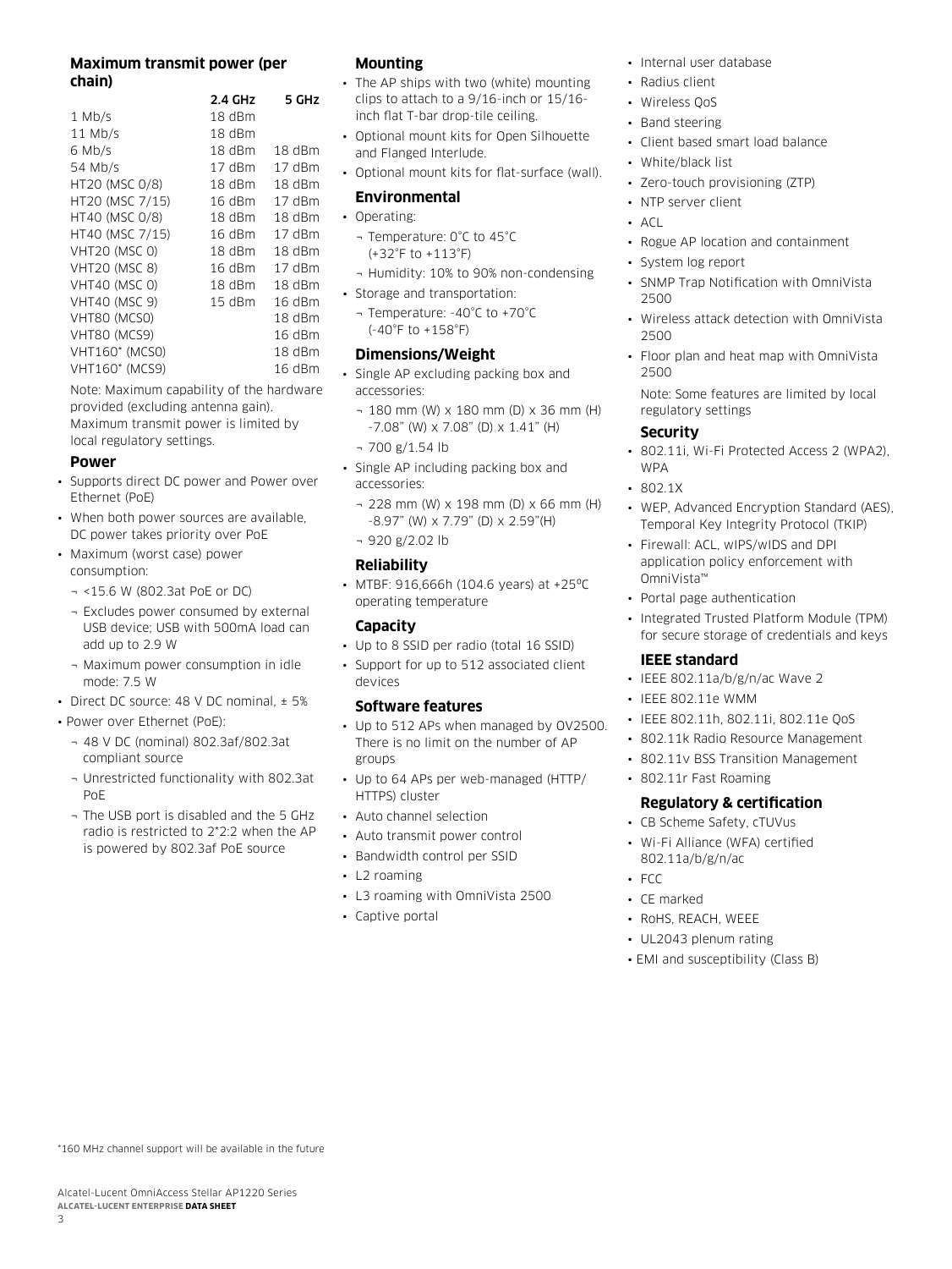### Maximum transmit power (per chain)

| | 2.4 GHz | 5 GHz |
|---|---|---|
| 1 Mb/s | 18 dBm | |
| 11 Mb/s | 18 dBm | |
| 6 Mb/s | 18 dBm | 18 dBm |
| 54 Mb/s | 17 dBm | 17 dBm |
| HT20 (MSC 0/8) | 18 dBm | 18 dBm |
| HT20 (MSC 7/15) | 16 dBm | 17 dBm |
| HT40 (MSC 0/8) | 18 dBm | 18 dBm |
| HT40 (MSC 7/15) | 16 dBm | 17 dBm |
| VHT20 (MSC 0) | 18 dBm | 18 dBm |
| VHT20 (MSC 8) | 16 dBm | 17 dBm |
| VHT40 (MSC 0) | 18 dBm | 18 dBm |
| VHT40 (MSC 9) | 15 dBm | 16 dBm |
| VHT80 (MCS0) | | 18 dBm |
| VHT80 (MCS9) | | 16 dBm |
| VHT160* (MCS0) | | 18 dBm |
| VHT160* (MCS9) | | 16 dBm |

Note: Maximum capability of the hardware provided (excluding antenna gain). Maximum transmit power is limited by local regulatory settings.

### Power

- Supports direct DC power and Power over Ethernet (PoE)
- When both power sources are available, DC power takes priority over PoE
- Maximum (worst case) power consumption:
  - <15.6 W (802.3at PoE or DC)
  - Excludes power consumed by external USB device; USB with 500mA load can add up to 2.9 W
  - Maximum power consumption in idle mode: 7.5 W
- Direct DC source: 48 V DC nominal, ± 5%
- Power over Ethernet (PoE):
  - 48 V DC (nominal) 802.3af/802.3at compliant source
  - Unrestricted functionality with 802.3at PoE
  - The USB port is disabled and the 5 GHz radio is restricted to 2*2:2 when the AP is powered by 802.3af PoE source

### Mounting

- The AP ships with two (white) mounting clips to attach to a 9/16-inch or 15/16-inch flat T-bar drop-tile ceiling.
- Optional mount kits for Open Silhouette and Flanged Interlude.
- Optional mount kits for flat-surface (wall).

### Environmental

- Operating:
  - Temperature: 0°C to 45°C (+32°F to +113°F)
  - Humidity: 10% to 90% non-condensing
- Storage and transportation:
  - Temperature: -40°C to +70°C (-40°F to +158°F)

### Dimensions/Weight

- Single AP excluding packing box and accessories:
  - 180 mm (W) x 180 mm (D) x 36 mm (H) -7.08" (W) x 7.08" (D) x 1.41" (H)
  - 700 g/1.54 lb
- Single AP including packing box and accessories:
  - 228 mm (W) x 198 mm (D) x 66 mm (H) -8.97" (W) x 7.79" (D) x 2.59"(H)
  - 920 g/2.02 lb

### Reliability

- MTBF: 916,666h (104.6 years) at +25ºC operating temperature

### Capacity

- Up to 8 SSID per radio (total 16 SSID)
- Support for up to 512 associated client devices

### Software features

- Up to 512 APs when managed by OV2500. There is no limit on the number of AP groups
- Up to 64 APs per web-managed (HTTP/HTTPS) cluster
- Auto channel selection
- Auto transmit power control
- Bandwidth control per SSID
- L2 roaming
- L3 roaming with OmniVista 2500
- Captive portal
- Internal user database
- Radius client
- Wireless QoS
- Band steering
- Client based smart load balance
- White/black list
- Zero-touch provisioning (ZTP)
- NTP server client
- ACL
- Rogue AP location and containment
- System log report
- SNMP Trap Notification with OmniVista 2500
- Wireless attack detection with OmniVista 2500
- Floor plan and heat map with OmniVista 2500

Note: Some features are limited by local regulatory settings

### Security

- 802.11i, Wi-Fi Protected Access 2 (WPA2), WPA
- 802.1X
- WEP, Advanced Encryption Standard (AES), Temporal Key Integrity Protocol (TKIP)
- Firewall: ACL, wIPS/wIDS and DPI application policy enforcement with OmniVista™
- Portal page authentication
- Integrated Trusted Platform Module (TPM) for secure storage of credentials and keys

### IEEE standard

- IEEE 802.11a/b/g/n/ac Wave 2
- IEEE 802.11e WMM
- IEEE 802.11h, 802.11i, 802.11e QoS
- 802.11k Radio Resource Management
- 802.11v BSS Transition Management
- 802.11r Fast Roaming

### Regulatory & certification

- CB Scheme Safety, cTUVus
- Wi-Fi Alliance (WFA) certified 802.11a/b/g/n/ac
- FCC
- CE marked
- RoHS, REACH, WEEE
- UL2043 plenum rating
- EMI and susceptibility (Class B)

*160 MHz channel support will be available in the future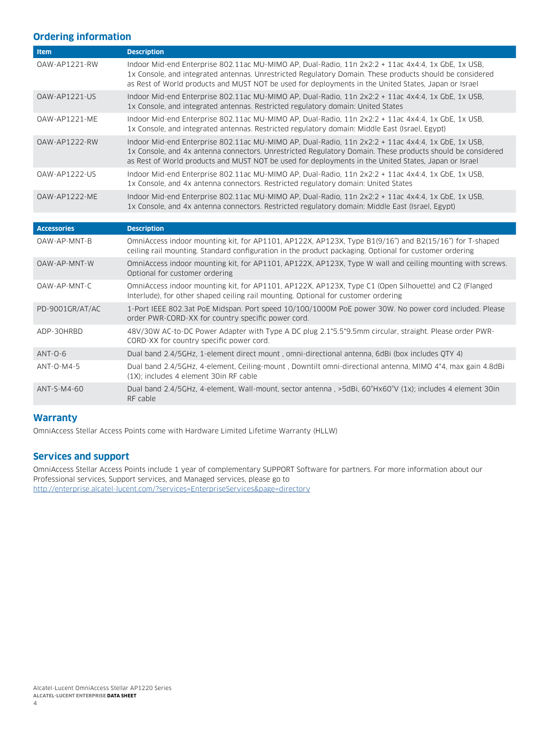## Ordering information

| Item | Description |
|---|---|
| OAW-AP1221-RW | Indoor Mid-end Enterprise 802.11ac MU-MIMO AP, Dual-Radio, 11n 2x2:2 + 11ac 4x4:4, 1x GbE, 1x USB, 1x Console, and integrated antennas. Unrestricted Regulatory Domain. These products should be considered as Rest of World products and MUST NOT be used for deployments in the United States, Japan or Israel |
| OAW-AP1221-US | Indoor Mid-end Enterprise 802.11ac MU-MIMO AP, Dual-Radio, 11n 2x2:2 + 11ac 4x4:4, 1x GbE, 1x USB, 1x Console, and integrated antennas. Restricted regulatory domain: United States |
| OAW-AP1221-ME | Indoor Mid-end Enterprise 802.11ac MU-MIMO AP, Dual-Radio, 11n 2x2:2 + 11ac 4x4:4, 1x GbE, 1x USB, 1x Console, and integrated antennas. Restricted regulatory domain: Middle East (Israel, Egypt) |
| OAW-AP1222-RW | Indoor Mid-end Enterprise 802.11ac MU-MIMO AP, Dual-Radio, 11n 2x2:2 + 11ac 4x4:4, 1x GbE, 1x USB, 1x Console, and 4x antenna connectors. Unrestricted Regulatory Domain. These products should be considered as Rest of World products and MUST NOT be used for deployments in the United States, Japan or Israel |
| OAW-AP1222-US | Indoor Mid-end Enterprise 802.11ac MU-MIMO AP, Dual-Radio, 11n 2x2:2 + 11ac 4x4:4, 1x GbE, 1x USB, 1x Console, and 4x antenna connectors. Restricted regulatory domain: United States |
| OAW-AP1222-ME | Indoor Mid-end Enterprise 802.11ac MU-MIMO AP, Dual-Radio, 11n 2x2:2 + 11ac 4x4:4, 1x GbE, 1x USB, 1x Console, and 4x antenna connectors. Restricted regulatory domain: Middle East (Israel, Egypt) |

| Accessories | Description |
|---|---|
| OAW-AP-MNT-B | OmniAccess indoor mounting kit, for AP1101, AP122X, AP123X, Type B1(9/16") and B2(15/16") for T-shaped ceiling rail mounting. Standard configuration in the product packaging. Optional for customer ordering |
| OAW-AP-MNT-W | OmniAccess indoor mounting kit, for AP1101, AP122X, AP123X, Type W wall and ceiling mounting with screws. Optional for customer ordering |
| OAW-AP-MNT-C | OmniAccess indoor mounting kit, for AP1101, AP122X, AP123X, Type C1 (Open Silhouette) and C2 (Flanged Interlude), for other shaped ceiling rail mounting. Optional for customer ordering |
| PD-9001GR/AT/AC | 1-Port IEEE 802.3at PoE Midspan. Port speed 10/100/1000M PoE power 30W. No power cord included. Please order PWR-CORD-XX for country specific power cord. |
| ADP-30HRBD | 48V/30W AC-to-DC Power Adapter with Type A DC plug 2.1*5.5*9.5mm circular, straight. Please order PWR-CORD-XX for country specific power cord. |
| ANT-O-6 | Dual band 2.4/5GHz, 1-element direct mount , omni-directional antenna, 6dBi (box includes QTY 4) |
| ANT-O-M4-5 | Dual band 2.4/5GHz, 4-element, Ceiling-mount , Downtilt omni-directional antenna, MIMO 4*4, max gain 4.8dBi (1X); includes 4 element 30in RF cable |
| ANT-S-M4-60 | Dual band 2.4/5GHz, 4-element, Wall-mount, sector antenna , >5dBi, 60°Hx60°V (1x); includes 4 element 30in RF cable |

## Warranty

OmniAccess Stellar Access Points come with Hardware Limited Lifetime Warranty (HLLW)

## Services and support

OmniAccess Stellar Access Points include 1 year of complementary SUPPORT Software for partners. For more information about our Professional services, Support services, and Managed services, please go to
http://enterprise.alcatel-lucent.com/?services=EnterpriseServices&page=directory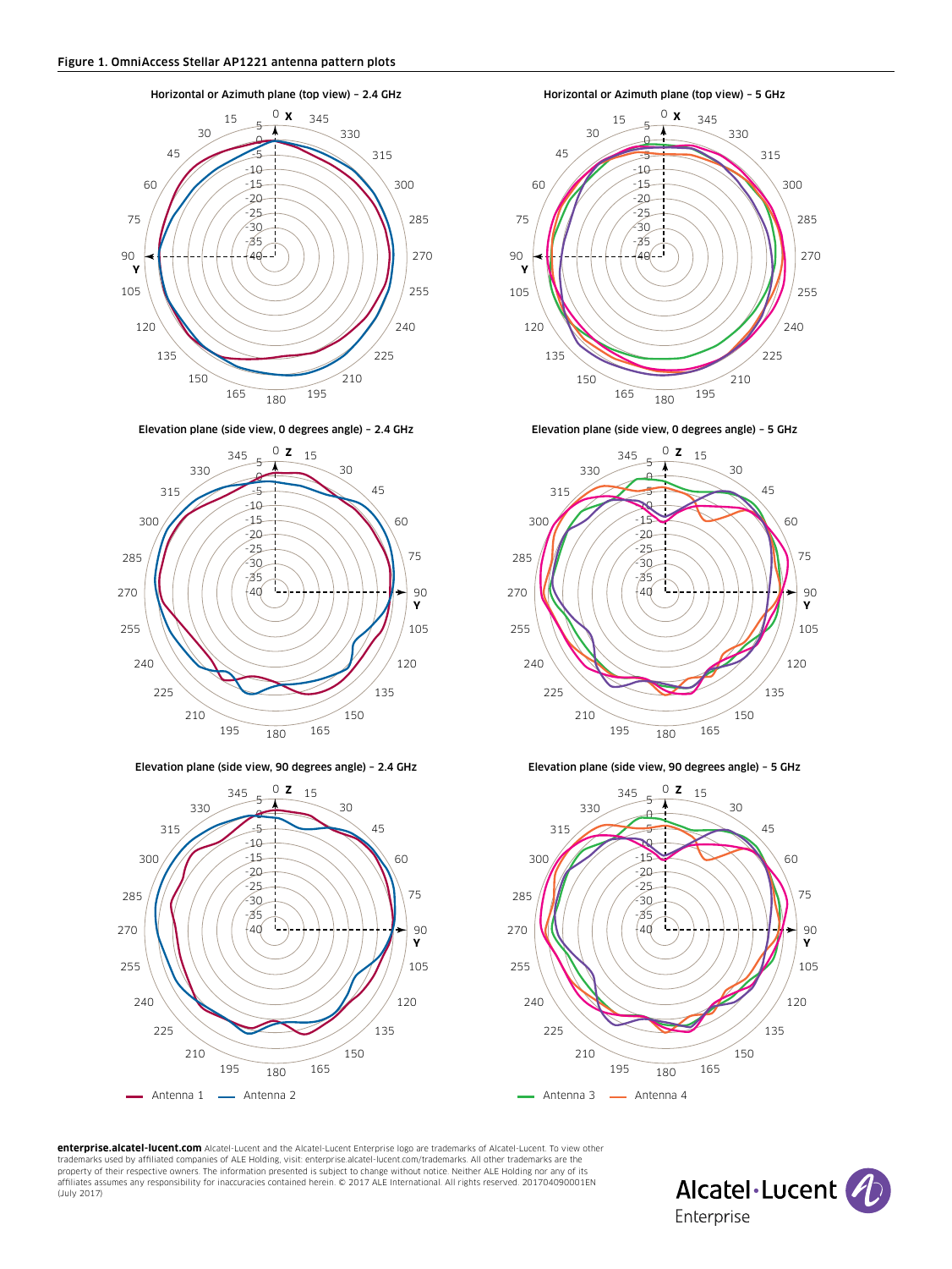**Figure 1. OmniAccess Stellar AP1221 antenna pattern plots**

Horizontal or Azimuth plane (top view) – 2.4 GHz

Horizontal or Azimuth plane (top view) – 5 GHz

Elevation plane (side view, 0 degrees angle) – 2.4 GHz

Elevation plane (side view, 0 degrees angle) – 5 GHz

Elevation plane (side view, 90 degrees angle) – 2.4 GHz

Elevation plane (side view, 90 degrees angle) – 5 GHz

Antenna 1 Antenna 2

Antenna 3 Antenna 4

**enterprise.alcatel-lucent.com** Alcatel-Lucent and the Alcatel-Lucent Enterprise logo are trademarks of Alcatel-Lucent. To view other trademarks used by affiliated companies of ALE Holding, visit: enterprise.alcatel-lucent.com/trademarks. All other trademarks are the property of their respective owners. The information presented is subject to change without notice. Neither ALE Holding nor any of its affiliates assumes any responsibility for inaccuracies contained herein. © 2017 ALE International. All rights reserved. 201704090001EN (July 2017)

Alcatel·Lucent Enterprise